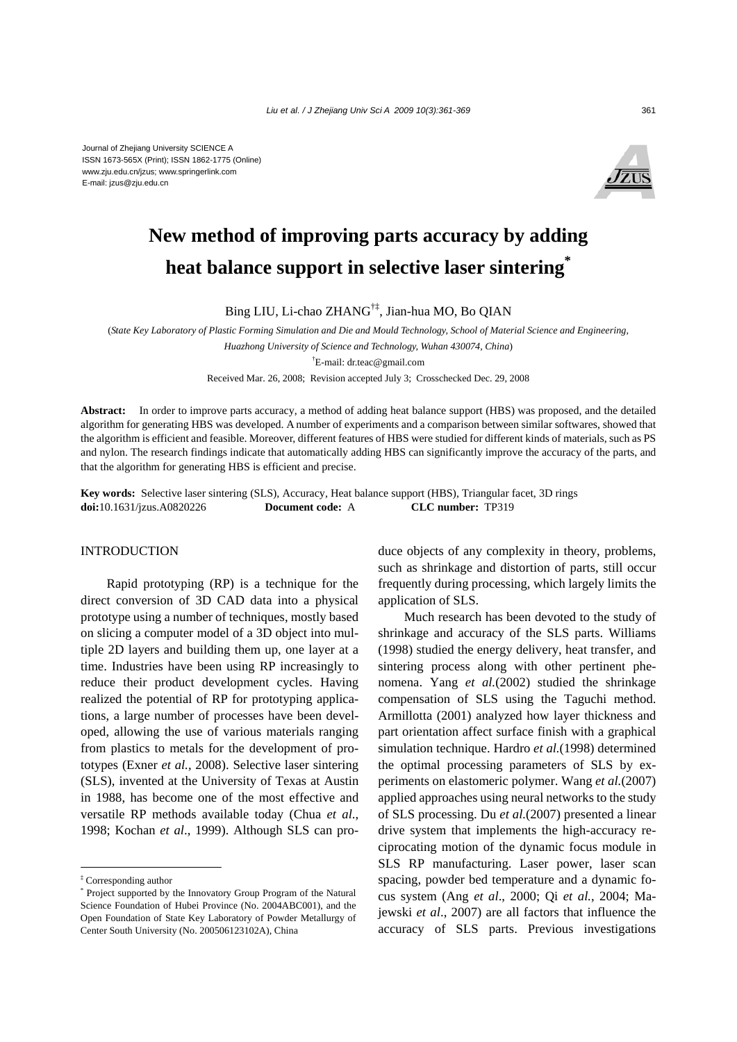Journal of Zhejiang University SCIENCE A
ISSN 1673-565X (Print); ISSN 1862-1775 (Online)
www.zju.edu.cn/jzus; www.springerlink.com
E-mail: jzus@zju.edu.cn

# New method of improving parts accuracy by adding heat balance support in selective laser sintering*

Bing LIU, Li-chao ZHANG[†‡], Jian-hua MO, Bo QIAN

(*State Key Laboratory of Plastic Forming Simulation and Die and Mould Technology, School of Material Science and Engineering, Huazhong University of Science and Technology, Wuhan 430074, China*)

[†]E-mail: dr.teac@gmail.com

Received Mar. 26, 2008; Revision accepted July 3; Crosschecked Dec. 29, 2008

**Abstract:** In order to improve parts accuracy, a method of adding heat balance support (HBS) was proposed, and the detailed algorithm for generating HBS was developed. A number of experiments and a comparison between similar softwares, showed that the algorithm is efficient and feasible. Moreover, different features of HBS were studied for different kinds of materials, such as PS and nylon. The research findings indicate that automatically adding HBS can significantly improve the accuracy of the parts, and that the algorithm for generating HBS is efficient and precise.

**Key words:** Selective laser sintering (SLS), Accuracy, Heat balance support (HBS), Triangular facet, 3D rings
**doi:**10.1631/jzus.A0820226 **Document code:** A **CLC number:** TP319

## INTRODUCTION

Rapid prototyping (RP) is a technique for the direct conversion of 3D CAD data into a physical prototype using a number of techniques, mostly based on slicing a computer model of a 3D object into multiple 2D layers and building them up, one layer at a time. Industries have been using RP increasingly to reduce their product development cycles. Having realized the potential of RP for prototyping applications, a large number of processes have been developed, allowing the use of various materials ranging from plastics to metals for the development of prototypes (Exner *et al.*, 2008). Selective laser sintering (SLS), invented at the University of Texas at Austin in 1988, has become one of the most effective and versatile RP methods available today (Chua *et al.*, 1998; Kochan *et al*., 1999). Although SLS can produce objects of any complexity in theory, problems, such as shrinkage and distortion of parts, still occur frequently during processing, which largely limits the application of SLS.

Much research has been devoted to the study of shrinkage and accuracy of the SLS parts. Williams (1998) studied the energy delivery, heat transfer, and sintering process along with other pertinent phenomena. Yang *et al.*(2002) studied the shrinkage compensation of SLS using the Taguchi method. Armillotta (2001) analyzed how layer thickness and part orientation affect surface finish with a graphical simulation technique. Hardro *et al.*(1998) determined the optimal processing parameters of SLS by experiments on elastomeric polymer. Wang *et al.*(2007) applied approaches using neural networks to the study of SLS processing. Du *et al.*(2007) presented a linear drive system that implements the high-accuracy reciprocating motion of the dynamic focus module in SLS RP manufacturing. Laser power, laser scan spacing, powder bed temperature and a dynamic focus system (Ang *et al*., 2000; Qi *et al.*, 2004; Majewski *et al*., 2007) are all factors that influence the accuracy of SLS parts. Previous investigations

---

[‡] Corresponding author

[*] Project supported by the Innovatory Group Program of the Natural Science Foundation of Hubei Province (No. 2004ABC001), and the Open Foundation of State Key Laboratory of Powder Metallurgy of Center South University (No. 200506123102A), China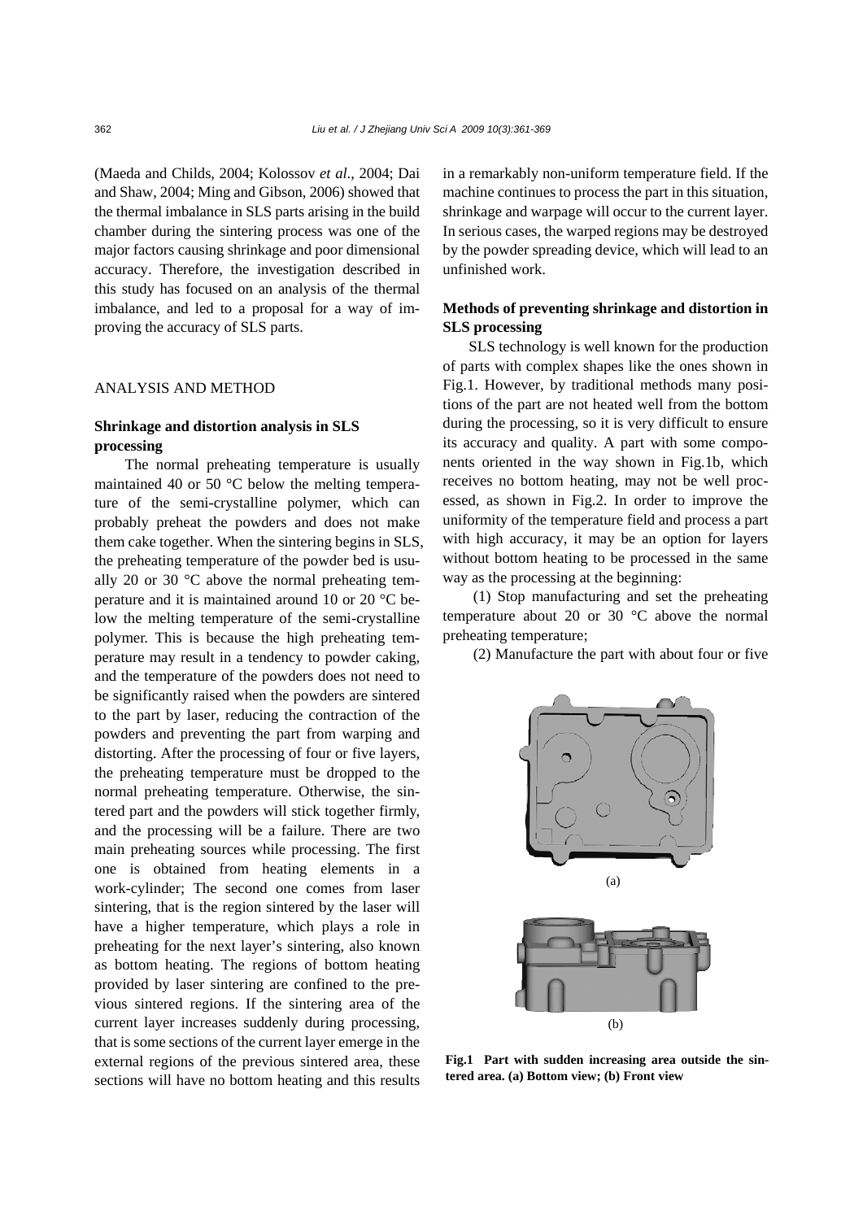(Maeda and Childs, 2004; Kolossov *et al*., 2004; Dai and Shaw, 2004; Ming and Gibson, 2006) showed that the thermal imbalance in SLS parts arising in the build chamber during the sintering process was one of the major factors causing shrinkage and poor dimensional accuracy. Therefore, the investigation described in this study has focused on an analysis of the thermal imbalance, and led to a proposal for a way of improving the accuracy of SLS parts.

## ANALYSIS AND METHOD

### Shrinkage and distortion analysis in SLS processing

The normal preheating temperature is usually maintained 40 or 50 °C below the melting temperature of the semi-crystalline polymer, which can probably preheat the powders and does not make them cake together. When the sintering begins in SLS, the preheating temperature of the powder bed is usually 20 or 30 °C above the normal preheating temperature and it is maintained around 10 or 20 °C below the melting temperature of the semi-crystalline polymer. This is because the high preheating temperature may result in a tendency to powder caking, and the temperature of the powders does not need to be significantly raised when the powders are sintered to the part by laser, reducing the contraction of the powders and preventing the part from warping and distorting. After the processing of four or five layers, the preheating temperature must be dropped to the normal preheating temperature. Otherwise, the sintered part and the powders will stick together firmly, and the processing will be a failure. There are two main preheating sources while processing. The first one is obtained from heating elements in a work-cylinder; The second one comes from laser sintering, that is the region sintered by the laser will have a higher temperature, which plays a role in preheating for the next layer's sintering, also known as bottom heating. The regions of bottom heating provided by laser sintering are confined to the previous sintered regions. If the sintering area of the current layer increases suddenly during processing, that is some sections of the current layer emerge in the external regions of the previous sintered area, these sections will have no bottom heating and this results in a remarkably non-uniform temperature field. If the machine continues to process the part in this situation, shrinkage and warpage will occur to the current layer. In serious cases, the warped regions may be destroyed by the powder spreading device, which will lead to an unfinished work.

### Methods of preventing shrinkage and distortion in SLS processing

SLS technology is well known for the production of parts with complex shapes like the ones shown in Fig.1. However, by traditional methods many positions of the part are not heated well from the bottom during the processing, so it is very difficult to ensure its accuracy and quality. A part with some components oriented in the way shown in Fig.1b, which receives no bottom heating, may not be well processed, as shown in Fig.2. In order to improve the uniformity of the temperature field and process a part with high accuracy, it may be an option for layers without bottom heating to be processed in the same way as the processing at the beginning:

(1) Stop manufacturing and set the preheating temperature about 20 or 30 °C above the normal preheating temperature;

(2) Manufacture the part with about four or five

(a)

(b)

**Fig.1 Part with sudden increasing area outside the sintered area. (a) Bottom view; (b) Front view**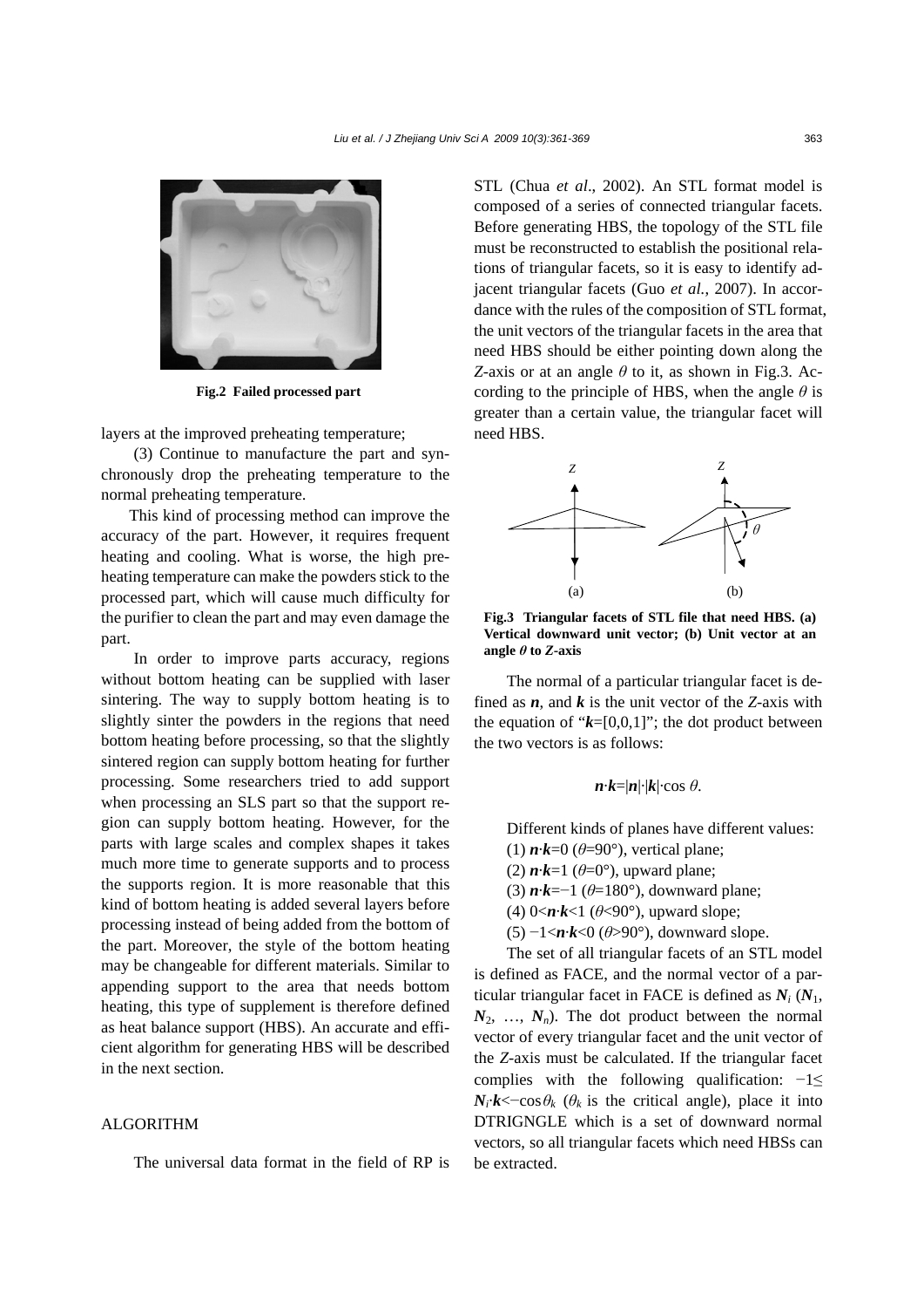Fig.2  Failed processed part

layers at the improved preheating temperature;

(3) Continue to manufacture the part and synchronously drop the preheating temperature to the normal preheating temperature.

This kind of processing method can improve the accuracy of the part. However, it requires frequent heating and cooling. What is worse, the high preheating temperature can make the powders stick to the processed part, which will cause much difficulty for the purifier to clean the part and may even damage the part.

In order to improve parts accuracy, regions without bottom heating can be supplied with laser sintering. The way to supply bottom heating is to slightly sinter the powders in the regions that need bottom heating before processing, so that the slightly sintered region can supply bottom heating for further processing. Some researchers tried to add support when processing an SLS part so that the support region can supply bottom heating. However, for the parts with large scales and complex shapes it takes much more time to generate supports and to process the supports region. It is more reasonable that this kind of bottom heating is added several layers before processing instead of being added from the bottom of the part. Moreover, the style of the bottom heating may be changeable for different materials. Similar to appending support to the area that needs bottom heating, this type of supplement is therefore defined as heat balance support (HBS). An accurate and efficient algorithm for generating HBS will be described in the next section.

## ALGORITHM

The universal data format in the field of RP is STL (Chua *et al*., 2002). An STL format model is composed of a series of connected triangular facets. Before generating HBS, the topology of the STL file must be reconstructed to establish the positional relations of triangular facets, so it is easy to identify adjacent triangular facets (Guo *et al.*, 2007). In accordance with the rules of the composition of STL format, the unit vectors of the triangular facets in the area that need HBS should be either pointing down along the *Z*-axis or at an angle $\theta$ to it, as shown in Fig.3. According to the principle of HBS, when the angle $\theta$ is greater than a certain value, the triangular facet will need HBS.

Fig.3  Triangular facets of STL file that need HBS. (a) Vertical downward unit vector; (b) Unit vector at an angle $\theta$ to *Z*-axis

The normal of a particular triangular facet is defined as $\boldsymbol{n}$, and $\boldsymbol{k}$ is the unit vector of the *Z*-axis with the equation of "$\boldsymbol{k}=[0,0,1]$"; the dot product between the two vectors is as follows:

$$\boldsymbol{n}\cdot\boldsymbol{k}=|\boldsymbol{n}|\cdot|\boldsymbol{k}|\cdot\cos\theta.$$

Different kinds of planes have different values:

(1) $\boldsymbol{n}\cdot\boldsymbol{k}=0$ ($\theta=90°$), vertical plane;

(2) $\boldsymbol{n}\cdot\boldsymbol{k}=1$ ($\theta=0°$), upward plane;

(3) $\boldsymbol{n}\cdot\boldsymbol{k}=-1$ ($\theta=180°$), downward plane;

(4) $0<\boldsymbol{n}\cdot\boldsymbol{k}<1$ ($\theta<90°$), upward slope;

(5) $-1<\boldsymbol{n}\cdot\boldsymbol{k}<0$ ($\theta>90°$), downward slope.

The set of all triangular facets of an STL model is defined as FACE, and the normal vector of a particular triangular facet in FACE is defined as $\boldsymbol{N}_i$ ($\boldsymbol{N}_1$, $\boldsymbol{N}_2$, …, $\boldsymbol{N}_n$). The dot product between the normal vector of every triangular facet and the unit vector of the *Z*-axis must be calculated. If the triangular facet complies with the following qualification: $-1\le \boldsymbol{N}_i\cdot\boldsymbol{k}<-\cos\theta_k$ ($\theta_k$ is the critical angle), place it into DTRIGNGLE which is a set of downward normal vectors, so all triangular facets which need HBSs can be extracted.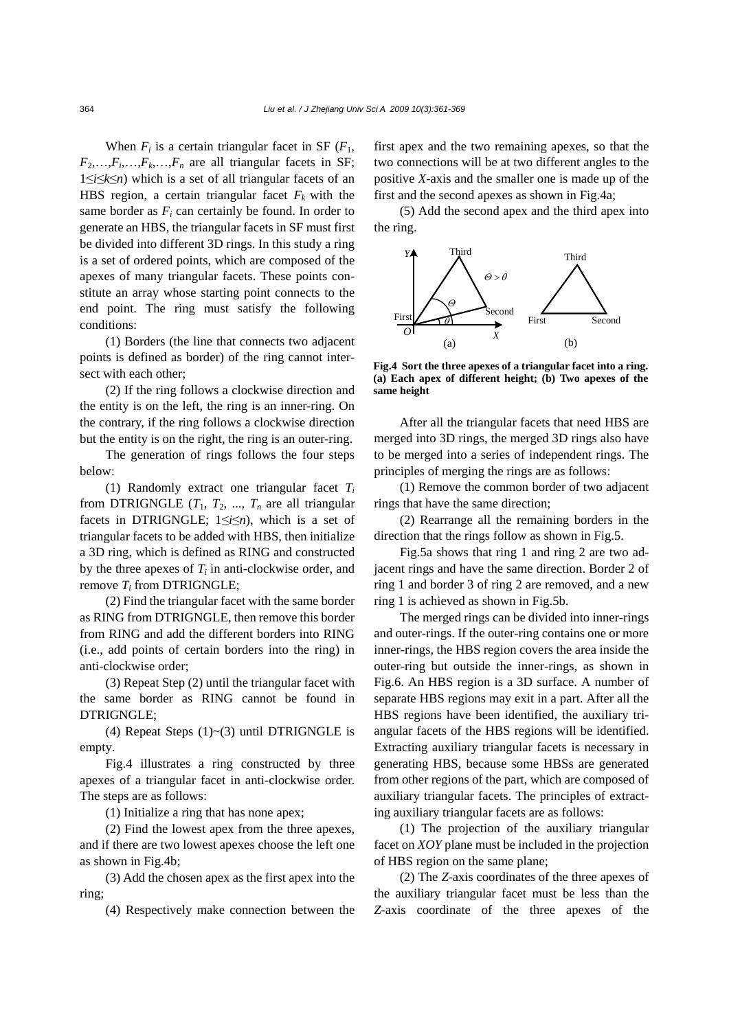When $F_i$ is a certain triangular facet in SF ($F_1$, $F_2$,…,$F_i$,…,$F_k$,…,$F_n$ are all triangular facets in SF; $1 \le i \le k \le n$) which is a set of all triangular facets of an HBS region, a certain triangular facet $F_k$ with the same border as $F_i$ can certainly be found. In order to generate an HBS, the triangular facets in SF must first be divided into different 3D rings. In this study a ring is a set of ordered points, which are composed of the apexes of many triangular facets. These points constitute an array whose starting point connects to the end point. The ring must satisfy the following conditions:

(1) Borders (the line that connects two adjacent points is defined as border) of the ring cannot intersect with each other;

(2) If the ring follows a clockwise direction and the entity is on the left, the ring is an inner-ring. On the contrary, if the ring follows a clockwise direction but the entity is on the right, the ring is an outer-ring.

The generation of rings follows the four steps below:

(1) Randomly extract one triangular facet $T_i$ from DTRIGNGLE ($T_1$, $T_2$, ..., $T_n$ are all triangular facets in DTRIGNGLE; $1 \le i \le n$), which is a set of triangular facets to be added with HBS, then initialize a 3D ring, which is defined as RING and constructed by the three apexes of $T_i$ in anti-clockwise order, and remove $T_i$ from DTRIGNGLE;

(2) Find the triangular facet with the same border as RING from DTRIGNGLE, then remove this border from RING and add the different borders into RING (i.e., add points of certain borders into the ring) in anti-clockwise order;

(3) Repeat Step (2) until the triangular facet with the same border as RING cannot be found in DTRIGNGLE;

(4) Repeat Steps (1)~(3) until DTRIGNGLE is empty.

Fig.4 illustrates a ring constructed by three apexes of a triangular facet in anti-clockwise order. The steps are as follows:

(1) Initialize a ring that has none apex;

(2) Find the lowest apex from the three apexes, and if there are two lowest apexes choose the left one as shown in Fig.4b;

(3) Add the chosen apex as the first apex into the ring;

(4) Respectively make connection between the first apex and the two remaining apexes, so that the two connections will be at two different angles to the positive $X$-axis and the smaller one is made up of the first and the second apexes as shown in Fig.4a;

(5) Add the second apex and the third apex into the ring.

**Fig.4 Sort the three apexes of a triangular facet into a ring. (a) Each apex of different height; (b) Two apexes of the same height**

After all the triangular facets that need HBS are merged into 3D rings, the merged 3D rings also have to be merged into a series of independent rings. The principles of merging the rings are as follows:

(1) Remove the common border of two adjacent rings that have the same direction;

(2) Rearrange all the remaining borders in the direction that the rings follow as shown in Fig.5.

Fig.5a shows that ring 1 and ring 2 are two adjacent rings and have the same direction. Border 2 of ring 1 and border 3 of ring 2 are removed, and a new ring 1 is achieved as shown in Fig.5b.

The merged rings can be divided into inner-rings and outer-rings. If the outer-ring contains one or more inner-rings, the HBS region covers the area inside the outer-ring but outside the inner-rings, as shown in Fig.6. An HBS region is a 3D surface. A number of separate HBS regions may exit in a part. After all the HBS regions have been identified, the auxiliary triangular facets of the HBS regions will be identified. Extracting auxiliary triangular facets is necessary in generating HBS, because some HBSs are generated from other regions of the part, which are composed of auxiliary triangular facets. The principles of extracting auxiliary triangular facets are as follows:

(1) The projection of the auxiliary triangular facet on $XOY$ plane must be included in the projection of HBS region on the same plane;

(2) The $Z$-axis coordinates of the three apexes of the auxiliary triangular facet must be less than the $Z$-axis coordinate of the three apexes of the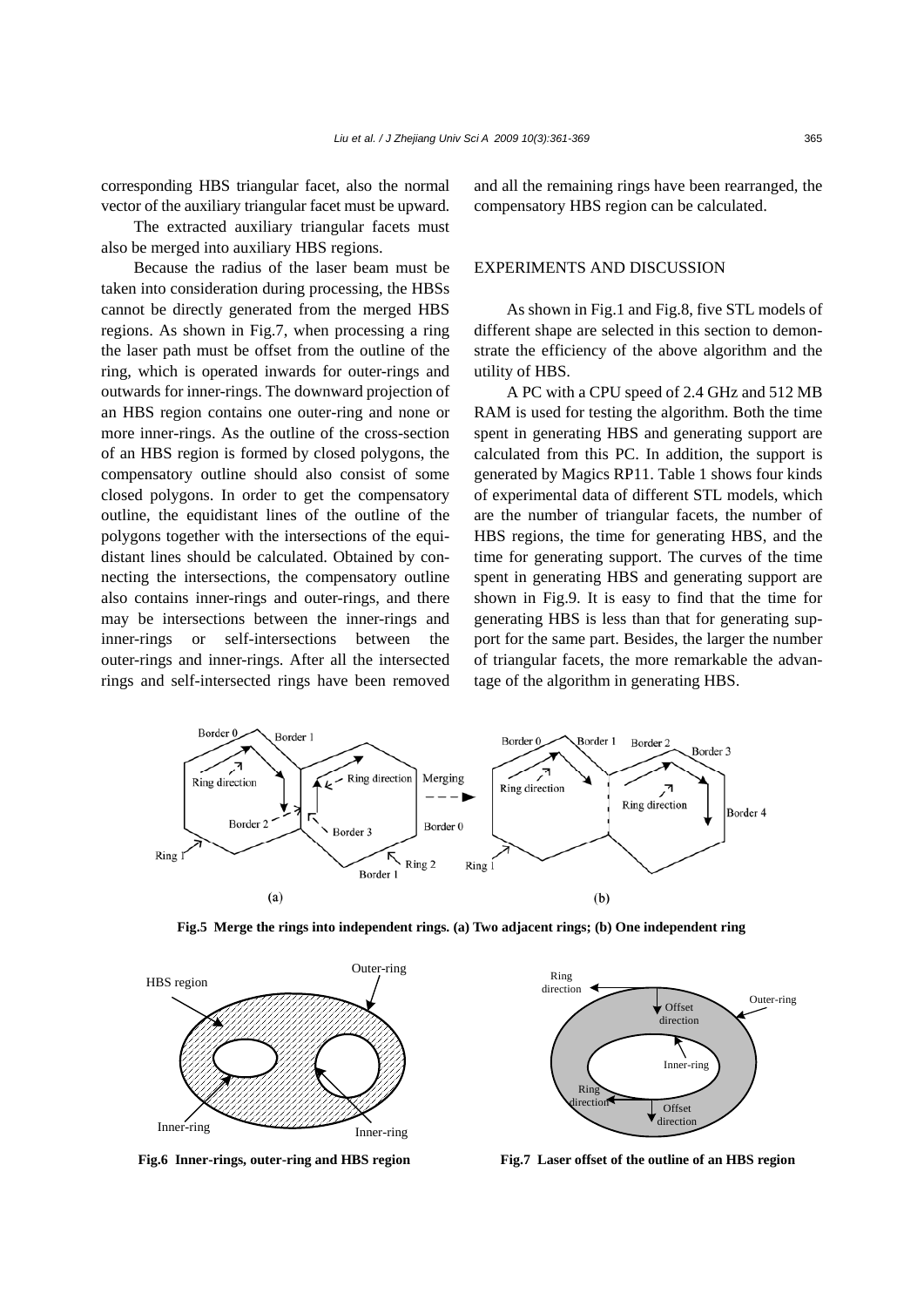corresponding HBS triangular facet, also the normal vector of the auxiliary triangular facet must be upward.

The extracted auxiliary triangular facets must also be merged into auxiliary HBS regions.

Because the radius of the laser beam must be taken into consideration during processing, the HBSs cannot be directly generated from the merged HBS regions. As shown in Fig.7, when processing a ring the laser path must be offset from the outline of the ring, which is operated inwards for outer-rings and outwards for inner-rings. The downward projection of an HBS region contains one outer-ring and none or more inner-rings. As the outline of the cross-section of an HBS region is formed by closed polygons, the compensatory outline should also consist of some closed polygons. In order to get the compensatory outline, the equidistant lines of the outline of the polygons together with the intersections of the equidistant lines should be calculated. Obtained by connecting the intersections, the compensatory outline also contains inner-rings and outer-rings, and there may be intersections between the inner-rings and inner-rings or self-intersections between the outer-rings and inner-rings. After all the intersected rings and self-intersected rings have been removed and all the remaining rings have been rearranged, the compensatory HBS region can be calculated.

## EXPERIMENTS AND DISCUSSION

As shown in Fig.1 and Fig.8, five STL models of different shape are selected in this section to demonstrate the efficiency of the above algorithm and the utility of HBS.

A PC with a CPU speed of 2.4 GHz and 512 MB RAM is used for testing the algorithm. Both the time spent in generating HBS and generating support are calculated from this PC. In addition, the support is generated by Magics RP11. Table 1 shows four kinds of experimental data of different STL models, which are the number of triangular facets, the number of HBS regions, the time for generating HBS, and the time for generating support. The curves of the time spent in generating HBS and generating support are shown in Fig.9. It is easy to find that the time for generating HBS is less than that for generating support for the same part. Besides, the larger the number of triangular facets, the more remarkable the advantage of the algorithm in generating HBS.

**Fig.5 Merge the rings into independent rings. (a) Two adjacent rings; (b) One independent ring**

**Fig.6 Inner-rings, outer-ring and HBS region**

**Fig.7 Laser offset of the outline of an HBS region**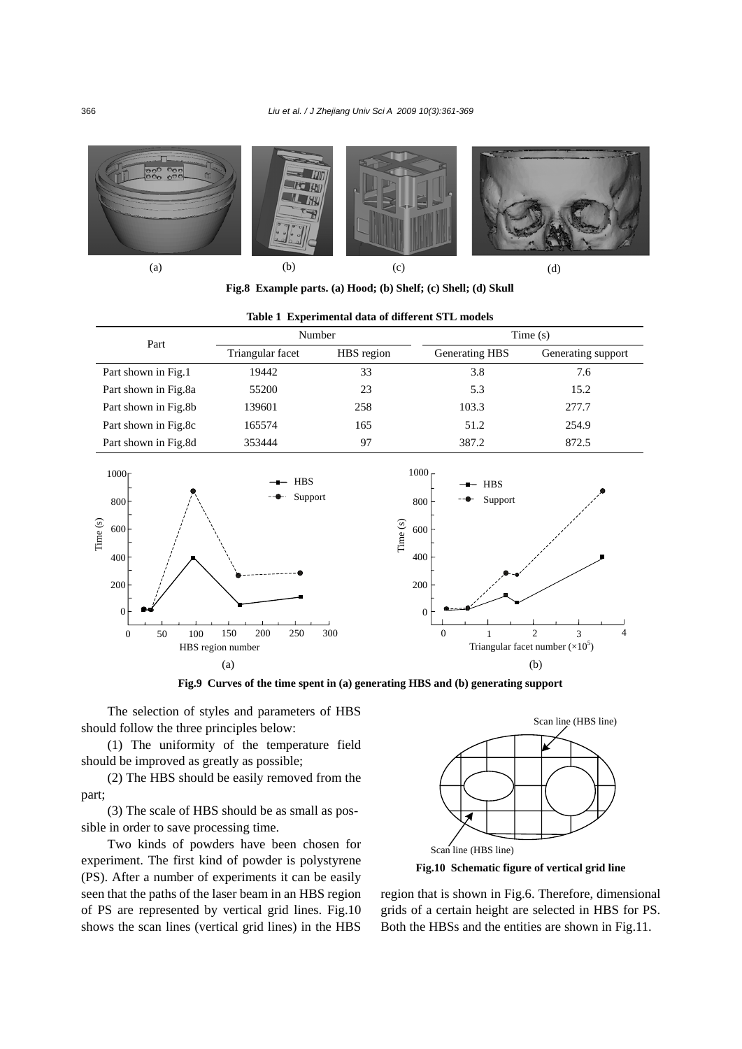Fig.8 Example parts. (a) Hood; (b) Shelf; (c) Shell; (d) Skull

**Table 1 Experimental data of different STL models**

| Part | Number | | Time (s) | |
|---|---|---|---|---|
| | Triangular facet | HBS region | Generating HBS | Generating support |
| Part shown in Fig.1 | 19442 | 33 | 3.8 | 7.6 |
| Part shown in Fig.8a | 55200 | 23 | 5.3 | 15.2 |
| Part shown in Fig.8b | 139601 | 258 | 103.3 | 277.7 |
| Part shown in Fig.8c | 165574 | 165 | 51.2 | 254.9 |
| Part shown in Fig.8d | 353444 | 97 | 387.2 | 872.5 |

Fig.9 Curves of the time spent in (a) generating HBS and (b) generating support

The selection of styles and parameters of HBS should follow the three principles below:

(1) The uniformity of the temperature field should be improved as greatly as possible;

(2) The HBS should be easily removed from the part;

(3) The scale of HBS should be as small as possible in order to save processing time.

Two kinds of powders have been chosen for experiment. The first kind of powder is polystyrene (PS). After a number of experiments it can be easily seen that the paths of the laser beam in an HBS region of PS are represented by vertical grid lines. Fig.10 shows the scan lines (vertical grid lines) in the HBS region that is shown in Fig.6. Therefore, dimensional grids of a certain height are selected in HBS for PS. Both the HBSs and the entities are shown in Fig.11.

Fig.10 Schematic figure of vertical grid line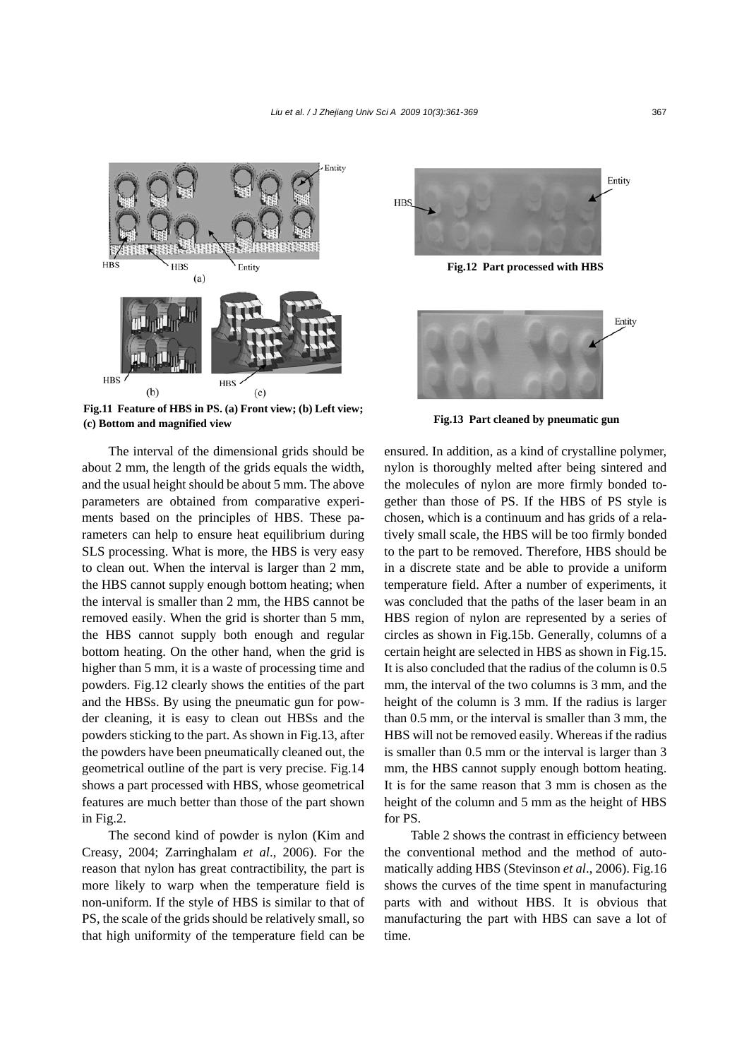Fig.11 Feature of HBS in PS. (a) Front view; (b) Left view; (c) Bottom and magnified view

Fig.12 Part processed with HBS

Fig.13 Part cleaned by pneumatic gun

The interval of the dimensional grids should be about 2 mm, the length of the grids equals the width, and the usual height should be about 5 mm. The above parameters are obtained from comparative experiments based on the principles of HBS. These parameters can help to ensure heat equilibrium during SLS processing. What is more, the HBS is very easy to clean out. When the interval is larger than 2 mm, the HBS cannot supply enough bottom heating; when the interval is smaller than 2 mm, the HBS cannot be removed easily. When the grid is shorter than 5 mm, the HBS cannot supply both enough and regular bottom heating. On the other hand, when the grid is higher than 5 mm, it is a waste of processing time and powders. Fig.12 clearly shows the entities of the part and the HBSs. By using the pneumatic gun for powder cleaning, it is easy to clean out HBSs and the powders sticking to the part. As shown in Fig.13, after the powders have been pneumatically cleaned out, the geometrical outline of the part is very precise. Fig.14 shows a part processed with HBS, whose geometrical features are much better than those of the part shown in Fig.2.

The second kind of powder is nylon (Kim and Creasy, 2004; Zarringhalam *et al*., 2006). For the reason that nylon has great contractibility, the part is more likely to warp when the temperature field is non-uniform. If the style of HBS is similar to that of PS, the scale of the grids should be relatively small, so that high uniformity of the temperature field can be ensured. In addition, as a kind of crystalline polymer, nylon is thoroughly melted after being sintered and the molecules of nylon are more firmly bonded together than those of PS. If the HBS of PS style is chosen, which is a continuum and has grids of a relatively small scale, the HBS will be too firmly bonded to the part to be removed. Therefore, HBS should be in a discrete state and be able to provide a uniform temperature field. After a number of experiments, it was concluded that the paths of the laser beam in an HBS region of nylon are represented by a series of circles as shown in Fig.15b. Generally, columns of a certain height are selected in HBS as shown in Fig.15. It is also concluded that the radius of the column is 0.5 mm, the interval of the two columns is 3 mm, and the height of the column is 3 mm. If the radius is larger than 0.5 mm, or the interval is smaller than 3 mm, the HBS will not be removed easily. Whereas if the radius is smaller than 0.5 mm or the interval is larger than 3 mm, the HBS cannot supply enough bottom heating. It is for the same reason that 3 mm is chosen as the height of the column and 5 mm as the height of HBS for PS.

Table 2 shows the contrast in efficiency between the conventional method and the method of automatically adding HBS (Stevinson *et al*., 2006). Fig.16 shows the curves of the time spent in manufacturing parts with and without HBS. It is obvious that manufacturing the part with HBS can save a lot of time.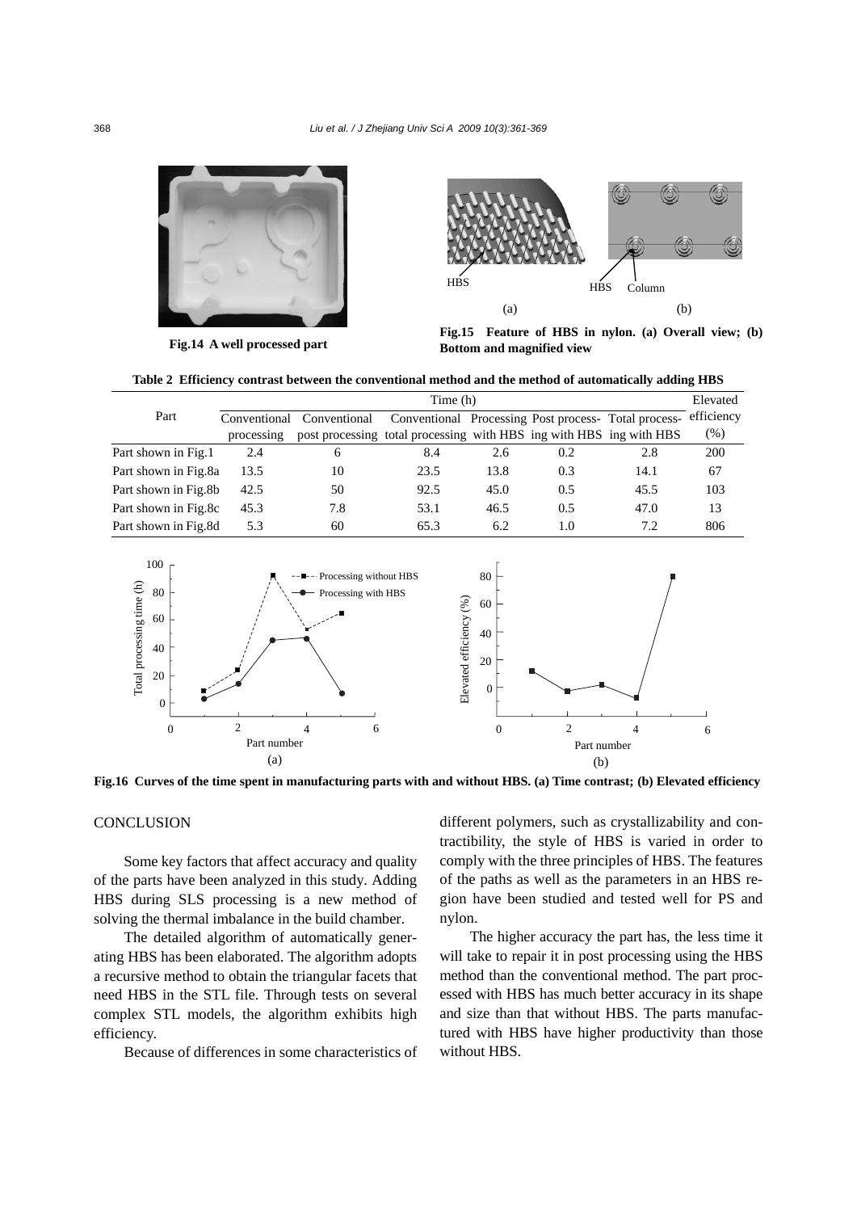Fig.14 A well processed part

Fig.15 Feature of HBS in nylon. (a) Overall view; (b) Bottom and magnified view

**Table 2 Efficiency contrast between the conventional method and the method of automatically adding HBS**

| Part | Time (h) | | | | | | Elevated efficiency (%) |
|---|---|---|---|---|---|---|---|
| | Conventional processing | Conventional post processing | Conventional total processing | Processing with HBS | Post processing with HBS | Total processing with HBS | |
| Part shown in Fig.1 | 2.4 | 6 | 8.4 | 2.6 | 0.2 | 2.8 | 200 |
| Part shown in Fig.8a | 13.5 | 10 | 23.5 | 13.8 | 0.3 | 14.1 | 67 |
| Part shown in Fig.8b | 42.5 | 50 | 92.5 | 45.0 | 0.5 | 45.5 | 103 |
| Part shown in Fig.8c | 45.3 | 7.8 | 53.1 | 46.5 | 0.5 | 47.0 | 13 |
| Part shown in Fig.8d | 5.3 | 60 | 65.3 | 6.2 | 1.0 | 7.2 | 806 |

**Fig.16 Curves of the time spent in manufacturing parts with and without HBS. (a) Time contrast; (b) Elevated efficiency**

## CONCLUSION

Some key factors that affect accuracy and quality of the parts have been analyzed in this study. Adding HBS during SLS processing is a new method of solving the thermal imbalance in the build chamber.

The detailed algorithm of automatically generating HBS has been elaborated. The algorithm adopts a recursive method to obtain the triangular facets that need HBS in the STL file. Through tests on several complex STL models, the algorithm exhibits high efficiency.

Because of differences in some characteristics of different polymers, such as crystallizability and contractibility, the style of HBS is varied in order to comply with the three principles of HBS. The features of the paths as well as the parameters in an HBS region have been studied and tested well for PS and nylon.

The higher accuracy the part has, the less time it will take to repair it in post processing using the HBS method than the conventional method. The part processed with HBS has much better accuracy in its shape and size than that without HBS. The parts manufactured with HBS have higher productivity than those without HBS.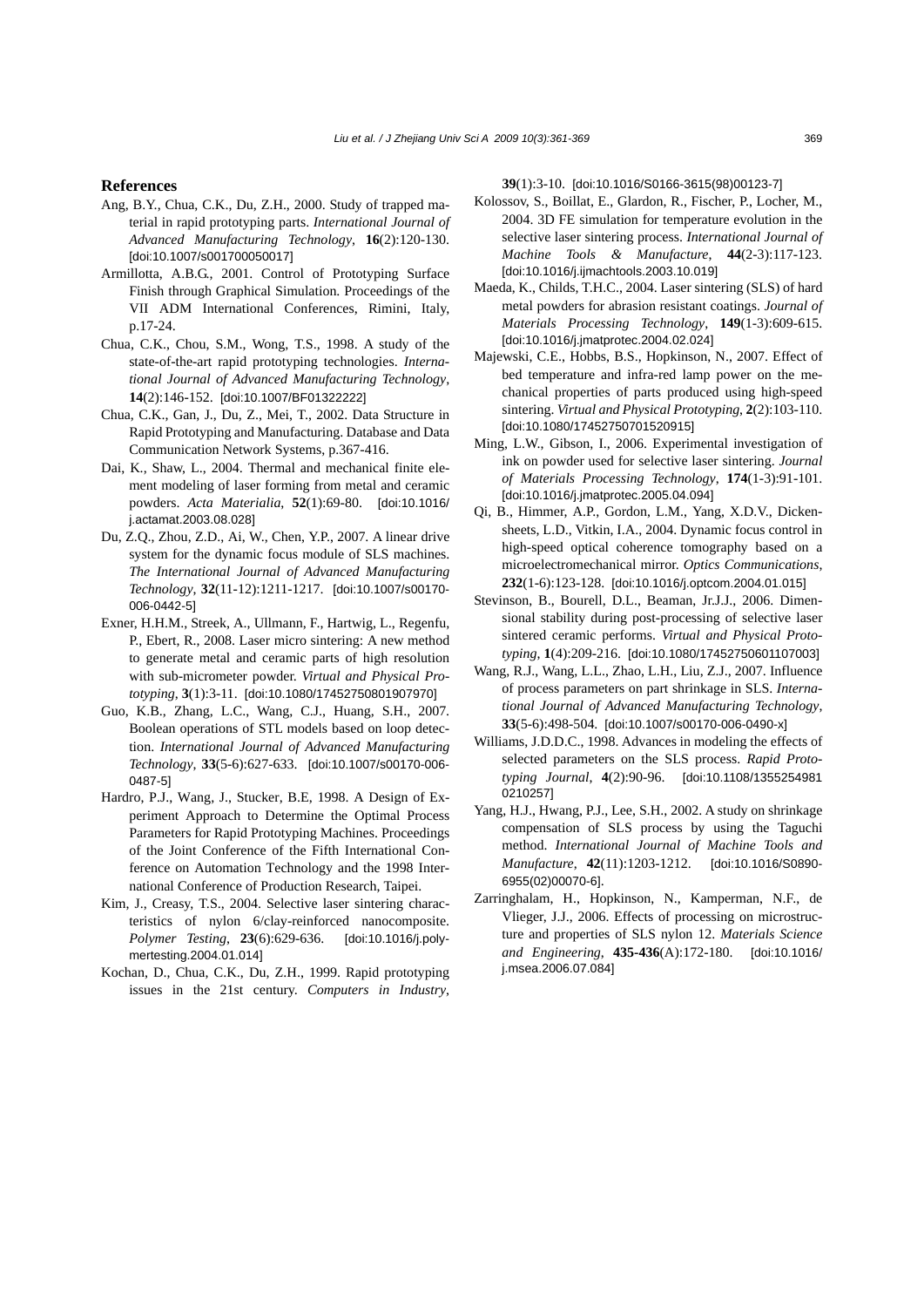## References

Ang, B.Y., Chua, C.K., Du, Z.H., 2000. Study of trapped material in rapid prototyping parts. *International Journal of Advanced Manufacturing Technology*, **16**(2):120-130. [doi:10.1007/s001700050017]

Armillotta, A.B.G., 2001. Control of Prototyping Surface Finish through Graphical Simulation. Proceedings of the VII ADM International Conferences, Rimini, Italy, p.17-24.

Chua, C.K., Chou, S.M., Wong, T.S., 1998. A study of the state-of-the-art rapid prototyping technologies. *International Journal of Advanced Manufacturing Technology*, **14**(2):146-152. [doi:10.1007/BF01322222]

Chua, C.K., Gan, J., Du, Z., Mei, T., 2002. Data Structure in Rapid Prototyping and Manufacturing. Database and Data Communication Network Systems, p.367-416.

Dai, K., Shaw, L., 2004. Thermal and mechanical finite element modeling of laser forming from metal and ceramic powders. *Acta Materialia*, **52**(1):69-80. [doi:10.1016/j.actamat.2003.08.028]

Du, Z.Q., Zhou, Z.D., Ai, W., Chen, Y.P., 2007. A linear drive system for the dynamic focus module of SLS machines. *The International Journal of Advanced Manufacturing Technology*, **32**(11-12):1211-1217. [doi:10.1007/s00170-006-0442-5]

Exner, H.H.M., Streek, A., Ullmann, F., Hartwig, L., Regenfu, P., Ebert, R., 2008. Laser micro sintering: A new method to generate metal and ceramic parts of high resolution with sub-micrometer powder. *Virtual and Physical Prototyping*, **3**(1):3-11. [doi:10.1080/17452750801907970]

Guo, K.B., Zhang, L.C., Wang, C.J., Huang, S.H., 2007. Boolean operations of STL models based on loop detection. *International Journal of Advanced Manufacturing Technology*, **33**(5-6):627-633. [doi:10.1007/s00170-006-0487-5]

Hardro, P.J., Wang, J., Stucker, B.E, 1998. A Design of Experiment Approach to Determine the Optimal Process Parameters for Rapid Prototyping Machines. Proceedings of the Joint Conference of the Fifth International Conference on Automation Technology and the 1998 International Conference of Production Research, Taipei.

Kim, J., Creasy, T.S., 2004. Selective laser sintering characteristics of nylon 6/clay-reinforced nanocomposite. *Polymer Testing*, **23**(6):629-636. [doi:10.1016/j.polymertesting.2004.01.014]

Kochan, D., Chua, C.K., Du, Z.H., 1999. Rapid prototyping issues in the 21st century. *Computers in Industry*, **39**(1):3-10. [doi:10.1016/S0166-3615(98)00123-7]

Kolossov, S., Boillat, E., Glardon, R., Fischer, P., Locher, M., 2004. 3D FE simulation for temperature evolution in the selective laser sintering process. *International Journal of Machine Tools & Manufacture*, **44**(2-3):117-123. [doi:10.1016/j.ijmachtools.2003.10.019]

Maeda, K., Childs, T.H.C., 2004. Laser sintering (SLS) of hard metal powders for abrasion resistant coatings. *Journal of Materials Processing Technology*, **149**(1-3):609-615. [doi:10.1016/j.jmatprotec.2004.02.024]

Majewski, C.E., Hobbs, B.S., Hopkinson, N., 2007. Effect of bed temperature and infra-red lamp power on the mechanical properties of parts produced using high-speed sintering. *Virtual and Physical Prototyping*, **2**(2):103-110. [doi:10.1080/17452750701520915]

Ming, L.W., Gibson, I., 2006. Experimental investigation of ink on powder used for selective laser sintering. *Journal of Materials Processing Technology*, **174**(1-3):91-101. [doi:10.1016/j.jmatprotec.2005.04.094]

Qi, B., Himmer, A.P., Gordon, L.M., Yang, X.D.V., Dickensheets, L.D., Vitkin, I.A., 2004. Dynamic focus control in high-speed optical coherence tomography based on a microelectromechanical mirror. *Optics Communications*, **232**(1-6):123-128. [doi:10.1016/j.optcom.2004.01.015]

Stevinson, B., Bourell, D.L., Beaman, Jr.J.J., 2006. Dimensional stability during post-processing of selective laser sintered ceramic performs. *Virtual and Physical Prototyping*, **1**(4):209-216. [doi:10.1080/17452750601107003]

Wang, R.J., Wang, L.L., Zhao, L.H., Liu, Z.J., 2007. Influence of process parameters on part shrinkage in SLS. *International Journal of Advanced Manufacturing Technology*, **33**(5-6):498-504. [doi:10.1007/s00170-006-0490-x]

Williams, J.D.D.C., 1998. Advances in modeling the effects of selected parameters on the SLS process. *Rapid Prototyping Journal*, **4**(2):90-96. [doi:10.1108/13552549810210257]

Yang, H.J., Hwang, P.J., Lee, S.H., 2002. A study on shrinkage compensation of SLS process by using the Taguchi method. *International Journal of Machine Tools and Manufacture*, **42**(11):1203-1212. [doi:10.1016/S0890-6955(02)00070-6].

Zarringhalam, H., Hopkinson, N., Kamperman, N.F., de Vlieger, J.J., 2006. Effects of processing on microstructure and properties of SLS nylon 12. *Materials Science and Engineering*, **435-436**(A):172-180. [doi:10.1016/j.msea.2006.07.084]